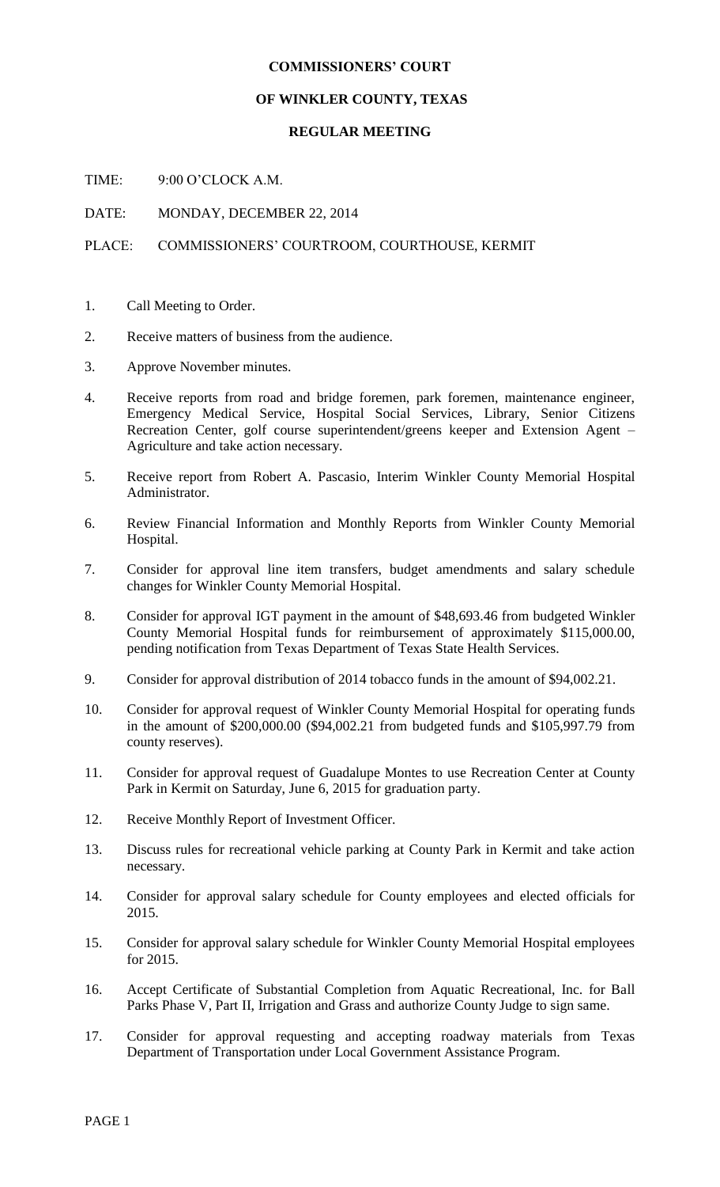**COMMISSIONERS' COURT**

**OF WINKLER COUNTY, TEXAS**

**REGULAR MEETING**

TIME: 9:00 O'CLOCK A.M.

DATE: MONDAY, DECEMBER 22, 2014

PLACE: COMMISSIONERS' COURTROOM, COURTHOUSE, KERMIT

1. Call Meeting to Order.
2. Receive matters of business from the audience.
3. Approve November minutes.
4. Receive reports from road and bridge foremen, park foremen, maintenance engineer, Emergency Medical Service, Hospital Social Services, Library, Senior Citizens Recreation Center, golf course superintendent/greens keeper and Extension Agent – Agriculture and take action necessary.
5. Receive report from Robert A. Pascasio, Interim Winkler County Memorial Hospital Administrator.
6. Review Financial Information and Monthly Reports from Winkler County Memorial Hospital.
7. Consider for approval line item transfers, budget amendments and salary schedule changes for Winkler County Memorial Hospital.
8. Consider for approval IGT payment in the amount of $48,693.46 from budgeted Winkler County Memorial Hospital funds for reimbursement of approximately $115,000.00, pending notification from Texas Department of Texas State Health Services.
9. Consider for approval distribution of 2014 tobacco funds in the amount of $94,002.21.
10. Consider for approval request of Winkler County Memorial Hospital for operating funds in the amount of $200,000.00 ($94,002.21 from budgeted funds and $105,997.79 from county reserves).
11. Consider for approval request of Guadalupe Montes to use Recreation Center at County Park in Kermit on Saturday, June 6, 2015 for graduation party.
12. Receive Monthly Report of Investment Officer.
13. Discuss rules for recreational vehicle parking at County Park in Kermit and take action necessary.
14. Consider for approval salary schedule for County employees and elected officials for 2015.
15. Consider for approval salary schedule for Winkler County Memorial Hospital employees for 2015.
16. Accept Certificate of Substantial Completion from Aquatic Recreational, Inc. for Ball Parks Phase V, Part II, Irrigation and Grass and authorize County Judge to sign same.
17. Consider for approval requesting and accepting roadway materials from Texas Department of Transportation under Local Government Assistance Program.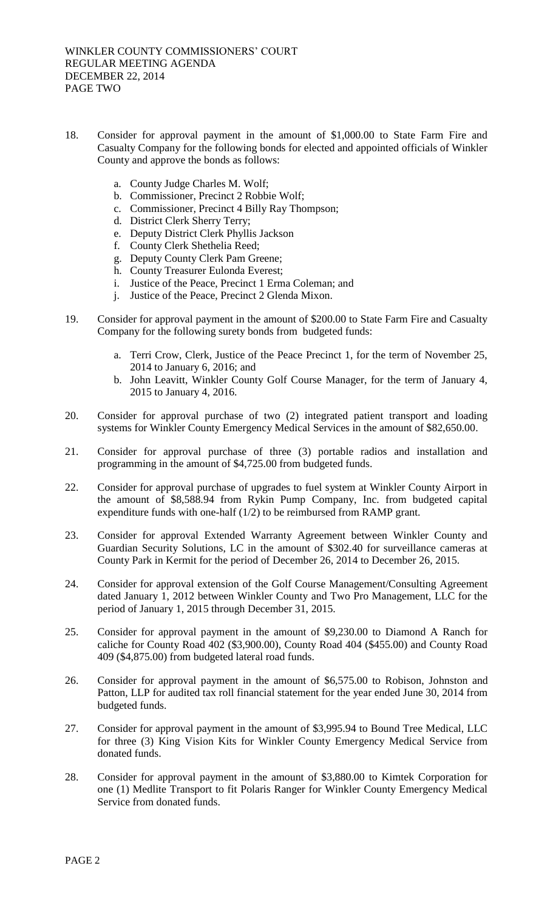18. Consider for approval payment in the amount of $1,000.00 to State Farm Fire and Casualty Company for the following bonds for elected and appointed officials of Winkler County and approve the bonds as follows:

    a. County Judge Charles M. Wolf;
    b. Commissioner, Precinct 2 Robbie Wolf;
    c. Commissioner, Precinct 4 Billy Ray Thompson;
    d. District Clerk Sherry Terry;
    e. Deputy District Clerk Phyllis Jackson
    f. County Clerk Shethelia Reed;
    g. Deputy County Clerk Pam Greene;
    h. County Treasurer Eulonda Everest;
    i. Justice of the Peace, Precinct 1 Erma Coleman; and
    j. Justice of the Peace, Precinct 2 Glenda Mixon.

19. Consider for approval payment in the amount of $200.00 to State Farm Fire and Casualty Company for the following surety bonds from budgeted funds:

    a. Terri Crow, Clerk, Justice of the Peace Precinct 1, for the term of November 25, 2014 to January 6, 2016; and
    b. John Leavitt, Winkler County Golf Course Manager, for the term of January 4, 2015 to January 4, 2016.

20. Consider for approval purchase of two (2) integrated patient transport and loading systems for Winkler County Emergency Medical Services in the amount of $82,650.00.

21. Consider for approval purchase of three (3) portable radios and installation and programming in the amount of $4,725.00 from budgeted funds.

22. Consider for approval purchase of upgrades to fuel system at Winkler County Airport in the amount of $8,588.94 from Rykin Pump Company, Inc. from budgeted capital expenditure funds with one-half (1/2) to be reimbursed from RAMP grant.

23. Consider for approval Extended Warranty Agreement between Winkler County and Guardian Security Solutions, LC in the amount of $302.40 for surveillance cameras at County Park in Kermit for the period of December 26, 2014 to December 26, 2015.

24. Consider for approval extension of the Golf Course Management/Consulting Agreement dated January 1, 2012 between Winkler County and Two Pro Management, LLC for the period of January 1, 2015 through December 31, 2015.

25. Consider for approval payment in the amount of $9,230.00 to Diamond A Ranch for caliche for County Road 402 ($3,900.00), County Road 404 ($455.00) and County Road 409 ($4,875.00) from budgeted lateral road funds.

26. Consider for approval payment in the amount of $6,575.00 to Robison, Johnston and Patton, LLP for audited tax roll financial statement for the year ended June 30, 2014 from budgeted funds.

27. Consider for approval payment in the amount of $3,995.94 to Bound Tree Medical, LLC for three (3) King Vision Kits for Winkler County Emergency Medical Service from donated funds.

28. Consider for approval payment in the amount of $3,880.00 to Kimtek Corporation for one (1) Medlite Transport to fit Polaris Ranger for Winkler County Emergency Medical Service from donated funds.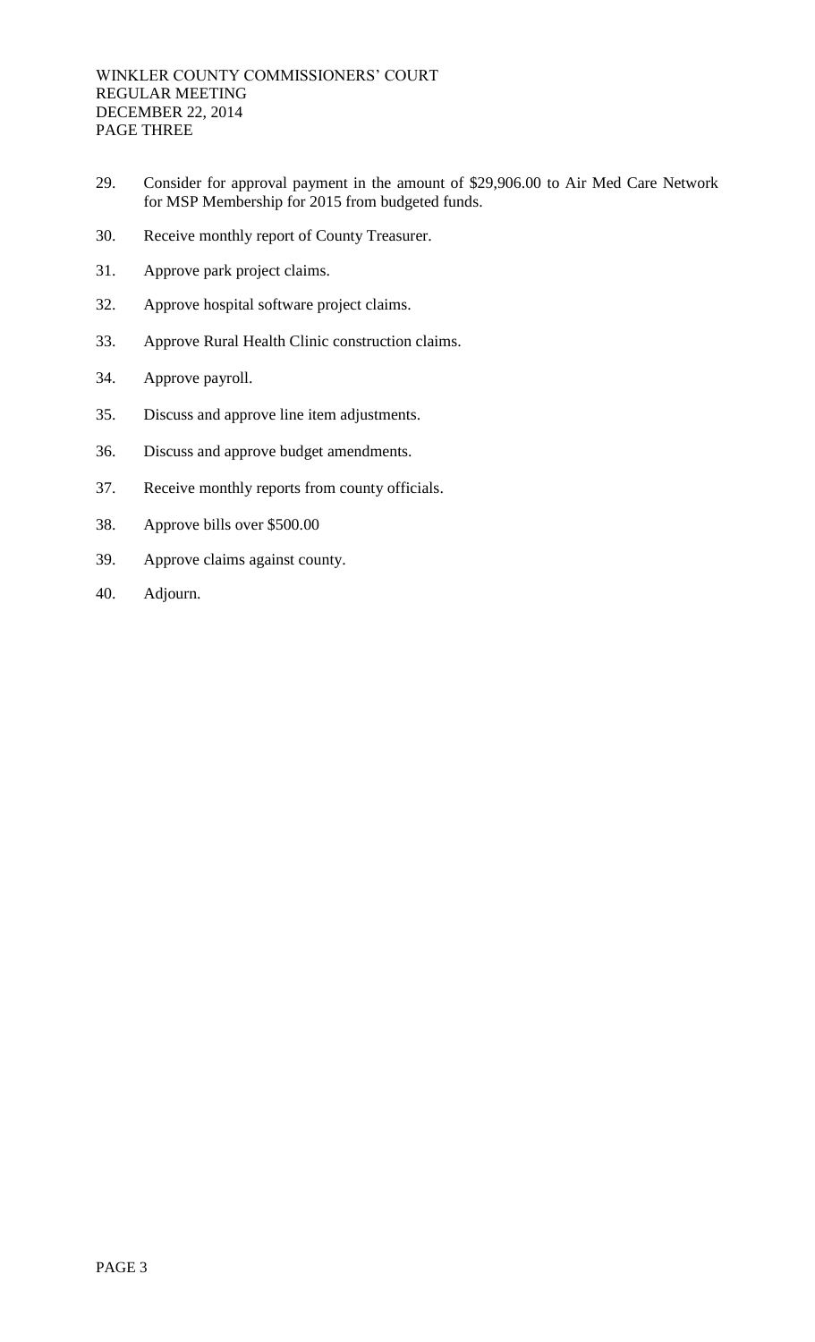29. Consider for approval payment in the amount of $29,906.00 to Air Med Care Network for MSP Membership for 2015 from budgeted funds.

30. Receive monthly report of County Treasurer.

31. Approve park project claims.

32. Approve hospital software project claims.

33. Approve Rural Health Clinic construction claims.

34. Approve payroll.

35. Discuss and approve line item adjustments.

36. Discuss and approve budget amendments.

37. Receive monthly reports from county officials.

38. Approve bills over $500.00

39. Approve claims against county.

40. Adjourn.